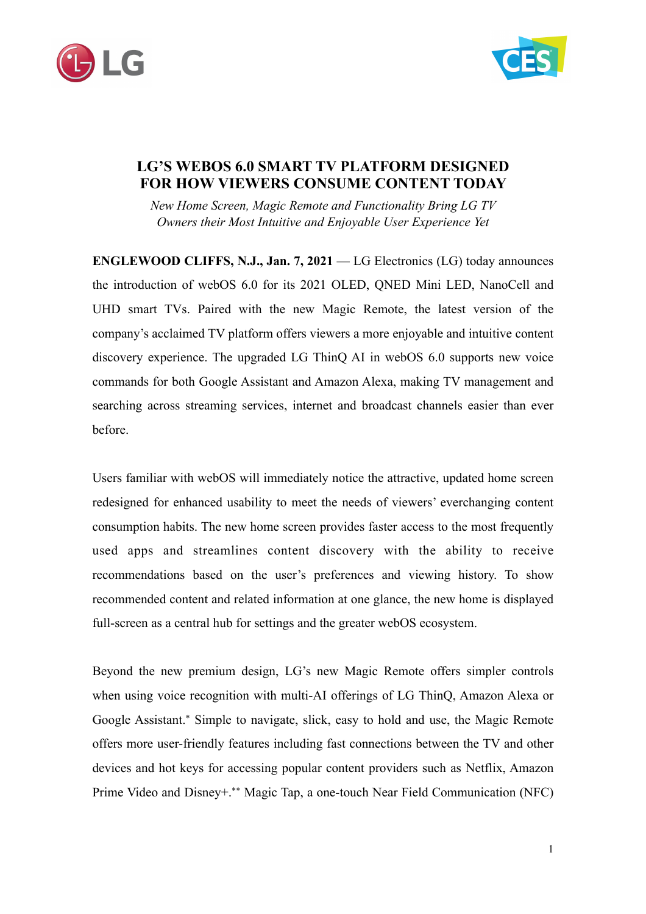# LG'S WEBOS 6.0 SMART TV PLATFORM DESIGNED FOR HOW VIEWERS CONSUME CONTENT TODAY

*New Home Screen, Magic Remote and Functionality Bring LG TV Owners their Most Intuitive and Enjoyable User Experience Yet*

**ENGLEWOOD CLIFFS, N.J., Jan. 7, 2021** — LG Electronics (LG) today announces the introduction of webOS 6.0 for its 2021 OLED, QNED Mini LED, NanoCell and UHD smart TVs. Paired with the new Magic Remote, the latest version of the company's acclaimed TV platform offers viewers a more enjoyable and intuitive content discovery experience. The upgraded LG ThinQ AI in webOS 6.0 supports new voice commands for both Google Assistant and Amazon Alexa, making TV management and searching across streaming services, internet and broadcast channels easier than ever before.

Users familiar with webOS will immediately notice the attractive, updated home screen redesigned for enhanced usability to meet the needs of viewers' everchanging content consumption habits. The new home screen provides faster access to the most frequently used apps and streamlines content discovery with the ability to receive recommendations based on the user's preferences and viewing history. To show recommended content and related information at one glance, the new home is displayed full-screen as a central hub for settings and the greater webOS ecosystem.

Beyond the new premium design, LG's new Magic Remote offers simpler controls when using voice recognition with multi-AI offerings of LG ThinQ, Amazon Alexa or Google Assistant.* Simple to navigate, slick, easy to hold and use, the Magic Remote offers more user-friendly features including fast connections between the TV and other devices and hot keys for accessing popular content providers such as Netflix, Amazon Prime Video and Disney+.** Magic Tap, a one-touch Near Field Communication (NFC)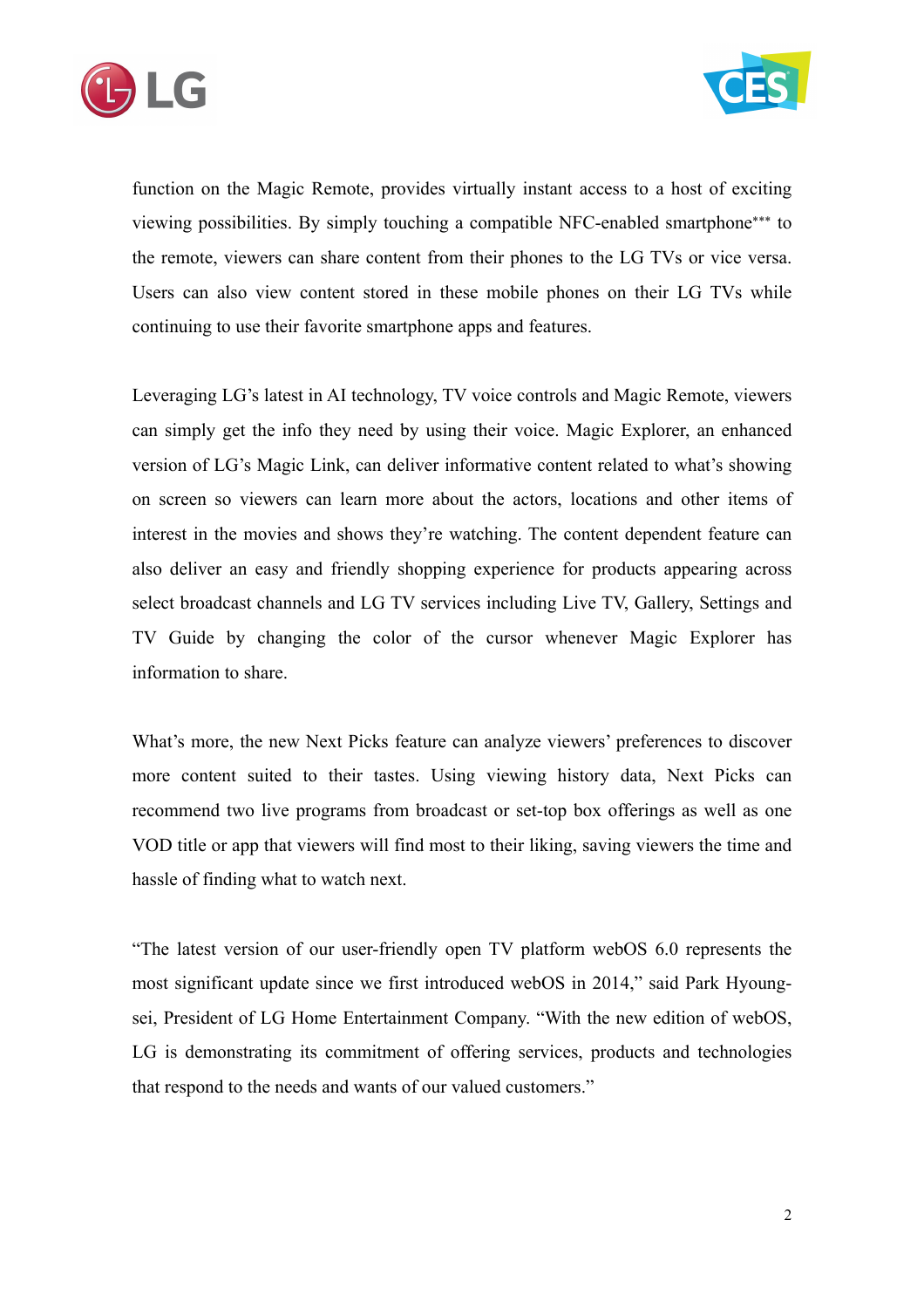function on the Magic Remote, provides virtually instant access to a host of exciting viewing possibilities. By simply touching a compatible NFC-enabled smartphone*** to the remote, viewers can share content from their phones to the LG TVs or vice versa. Users can also view content stored in these mobile phones on their LG TVs while continuing to use their favorite smartphone apps and features.

Leveraging LG's latest in AI technology, TV voice controls and Magic Remote, viewers can simply get the info they need by using their voice. Magic Explorer, an enhanced version of LG's Magic Link, can deliver informative content related to what's showing on screen so viewers can learn more about the actors, locations and other items of interest in the movies and shows they're watching. The content dependent feature can also deliver an easy and friendly shopping experience for products appearing across select broadcast channels and LG TV services including Live TV, Gallery, Settings and TV Guide by changing the color of the cursor whenever Magic Explorer has information to share.

What's more, the new Next Picks feature can analyze viewers' preferences to discover more content suited to their tastes. Using viewing history data, Next Picks can recommend two live programs from broadcast or set-top box offerings as well as one VOD title or app that viewers will find most to their liking, saving viewers the time and hassle of finding what to watch next.

"The latest version of our user-friendly open TV platform webOS 6.0 represents the most significant update since we first introduced webOS in 2014," said Park Hyoung-sei, President of LG Home Entertainment Company. "With the new edition of webOS, LG is demonstrating its commitment of offering services, products and technologies that respond to the needs and wants of our valued customers."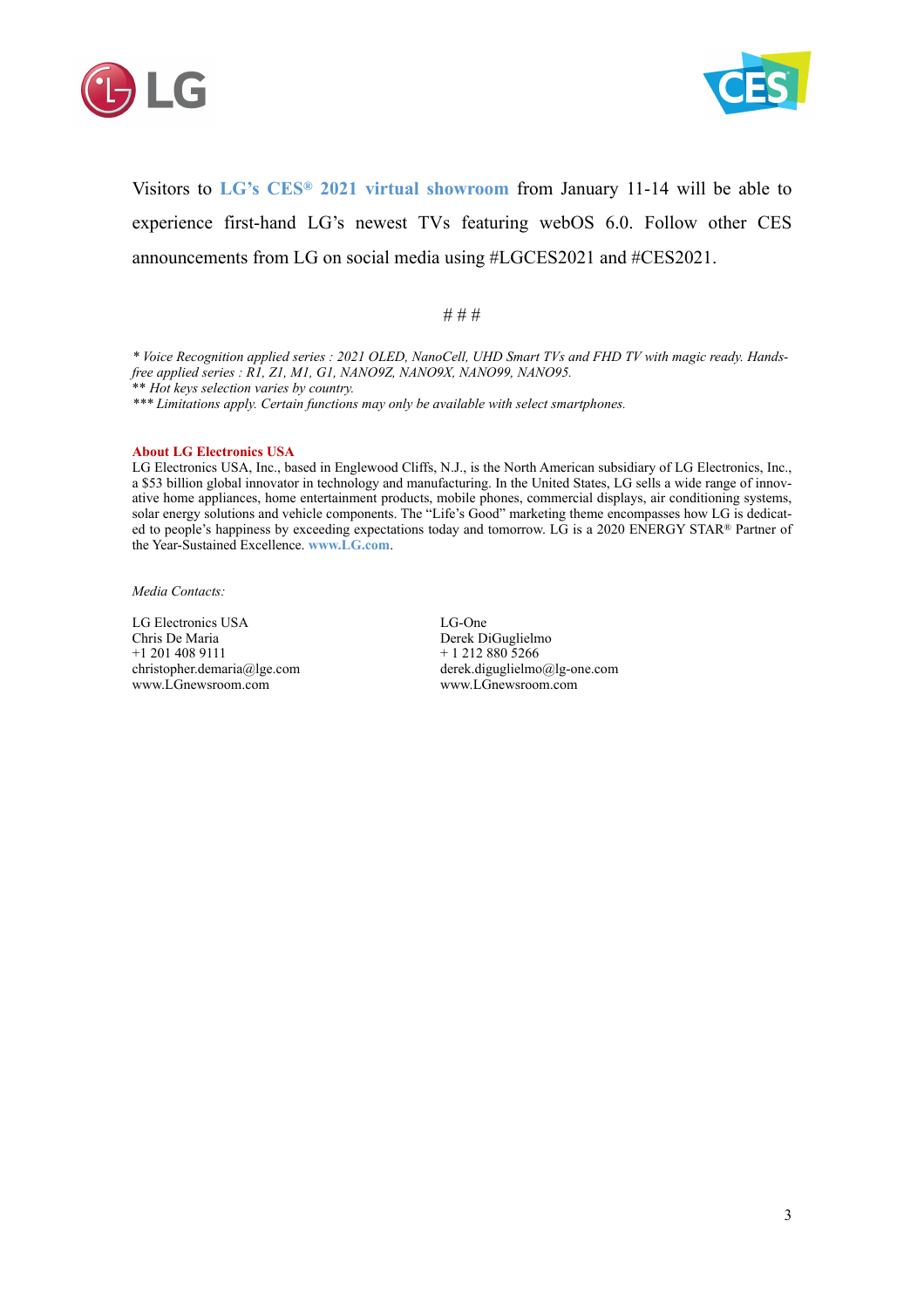Visitors to **LG's CES® 2021 virtual showroom** from January 11-14 will be able to experience first-hand LG's newest TVs featuring webOS 6.0. Follow other CES announcements from LG on social media using #LGCES2021 and #CES2021.

# # #

*\* Voice Recognition applied series : 2021 OLED, NanoCell, UHD Smart TVs and FHD TV with magic ready. Hands-free applied series : R1, Z1, M1, G1, NANO9Z, NANO9X, NANO99, NANO95.*
*\*\* Hot keys selection varies by country.*
*\*\*\* Limitations apply. Certain functions may only be available with select smartphones.*

**About LG Electronics USA**
LG Electronics USA, Inc., based in Englewood Cliffs, N.J., is the North American subsidiary of LG Electronics, Inc., a $53 billion global innovator in technology and manufacturing. In the United States, LG sells a wide range of innovative home appliances, home entertainment products, mobile phones, commercial displays, air conditioning systems, solar energy solutions and vehicle components. The "Life's Good" marketing theme encompasses how LG is dedicated to people's happiness by exceeding expectations today and tomorrow. LG is a 2020 ENERGY STAR® Partner of the Year-Sustained Excellence. **www.LG.com**.

*Media Contacts:*

LG Electronics USA
Chris De Maria
+1 201 408 9111
christopher.demaria@lge.com
www.LGnewsroom.com

LG-One
Derek DiGuglielmo
+ 1 212 880 5266
derek.diguglielmo@lg-one.com
www.LGnewsroom.com